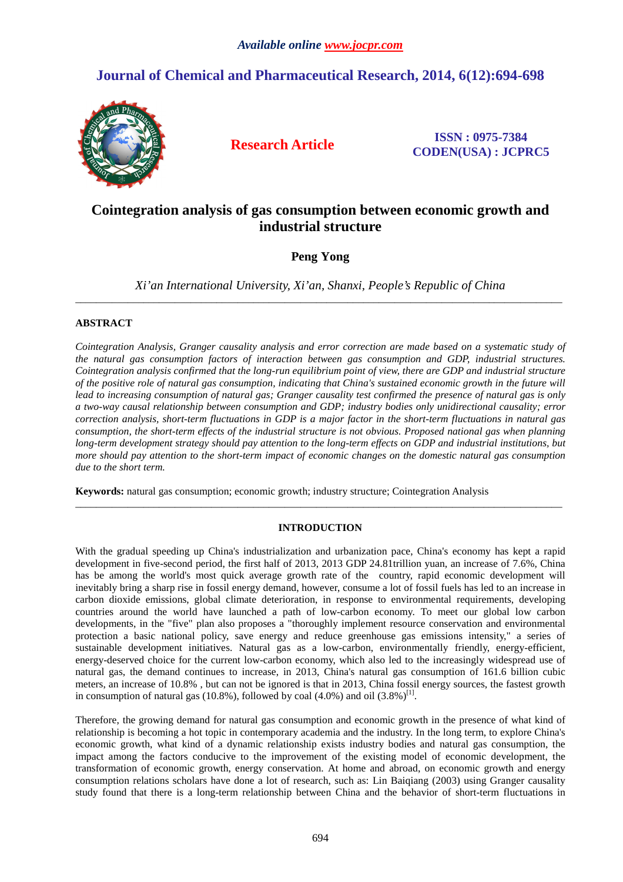*Available online www.jocpr.com*

# Journal of Chemical and Pharmaceutical Research, 2014, 6(12):694-698

**Research Article**

**ISSN : 0975-7384**
**CODEN(USA) : JCPRC5**

## Cointegration analysis of gas consumption between economic growth and industrial structure

**Peng Yong**

*Xi'an International University, Xi'an, Shanxi, People's Republic of China*

---

### ABSTRACT

*Cointegration Analysis, Granger causality analysis and error correction are made based on a systematic study of the natural gas consumption factors of interaction between gas consumption and GDP, industrial structures. Cointegration analysis confirmed that the long-run equilibrium point of view, there are GDP and industrial structure of the positive role of natural gas consumption, indicating that China's sustained economic growth in the future will lead to increasing consumption of natural gas; Granger causality test confirmed the presence of natural gas is only a two-way causal relationship between consumption and GDP; industry bodies only unidirectional causality; error correction analysis, short-term fluctuations in GDP is a major factor in the short-term fluctuations in natural gas consumption, the short-term effects of the industrial structure is not obvious. Proposed national gas when planning long-term development strategy should pay attention to the long-term effects on GDP and industrial institutions, but more should pay attention to the short-term impact of economic changes on the domestic natural gas consumption due to the short term.*

**Keywords:** natural gas consumption; economic growth; industry structure; Cointegration Analysis

---

### INTRODUCTION

With the gradual speeding up China's industrialization and urbanization pace, China's economy has kept a rapid development in five-second period, the first half of 2013, 2013 GDP 24.81trillion yuan, an increase of 7.6%, China has be among the world's most quick average growth rate of the country, rapid economic development will inevitably bring a sharp rise in fossil energy demand, however, consume a lot of fossil fuels has led to an increase in carbon dioxide emissions, global climate deterioration, in response to environmental requirements, developing countries around the world have launched a path of low-carbon economy. To meet our global low carbon developments, in the "five" plan also proposes a "thoroughly implement resource conservation and environmental protection a basic national policy, save energy and reduce greenhouse gas emissions intensity," a series of sustainable development initiatives. Natural gas as a low-carbon, environmentally friendly, energy-efficient, energy-deserved choice for the current low-carbon economy, which also led to the increasingly widespread use of natural gas, the demand continues to increase, in 2013, China's natural gas consumption of 161.6 billion cubic meters, an increase of 10.8% , but can not be ignored is that in 2013, China fossil energy sources, the fastest growth in consumption of natural gas (10.8%), followed by coal (4.0%) and oil (3.8%)[1].

Therefore, the growing demand for natural gas consumption and economic growth in the presence of what kind of relationship is becoming a hot topic in contemporary academia and the industry. In the long term, to explore China's economic growth, what kind of a dynamic relationship exists industry bodies and natural gas consumption, the impact among the factors conducive to the improvement of the existing model of economic development, the transformation of economic growth, energy conservation. At home and abroad, on economic growth and energy consumption relations scholars have done a lot of research, such as: Lin Baiqiang (2003) using Granger causality study found that there is a long-term relationship between China and the behavior of short-term fluctuations in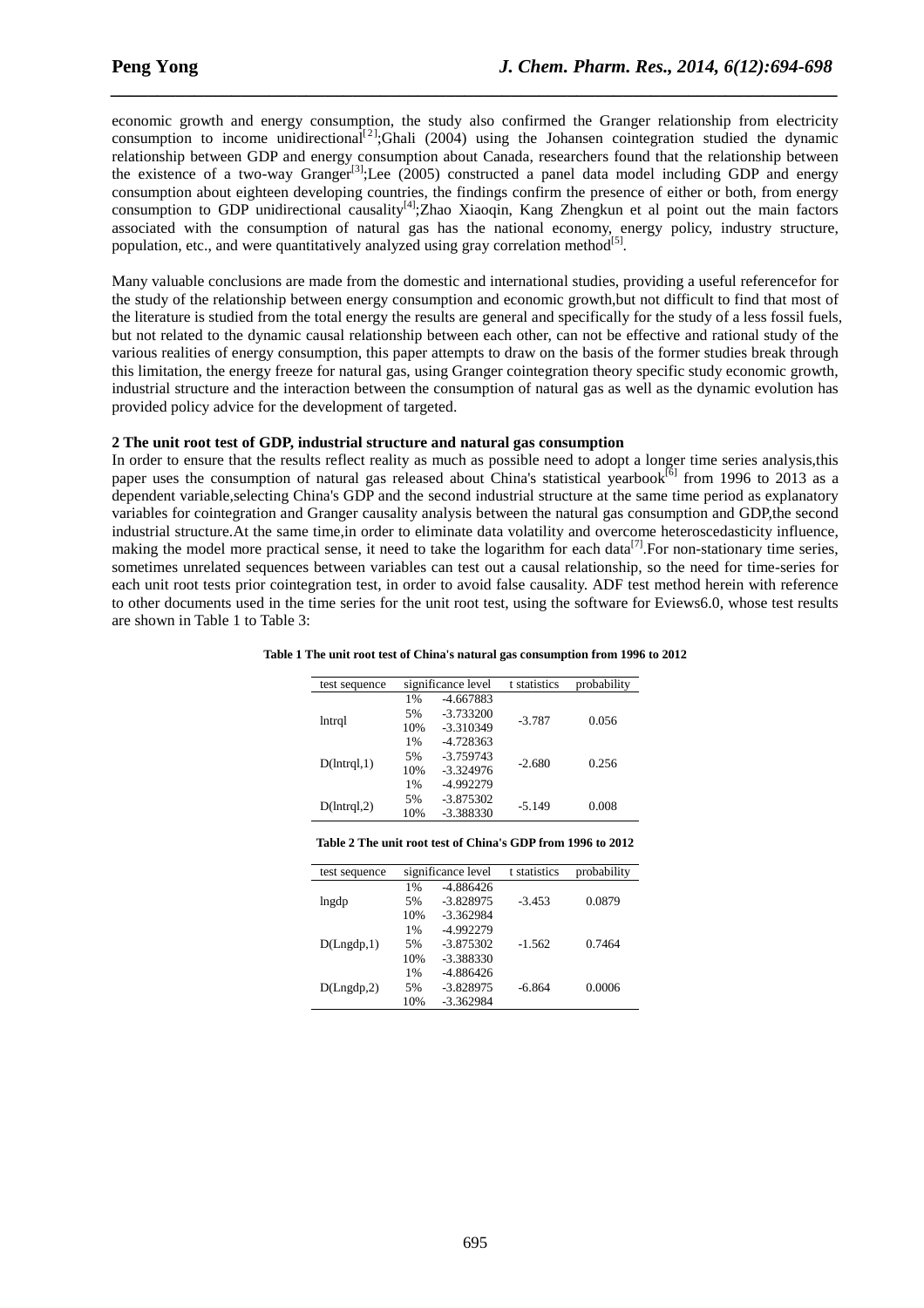economic growth and energy consumption, the study also confirmed the Granger relationship from electricity consumption to income unidirectional[2];Ghali (2004) using the Johansen cointegration studied the dynamic relationship between GDP and energy consumption about Canada, researchers found that the relationship between the existence of a two-way Granger[3];Lee (2005) constructed a panel data model including GDP and energy consumption about eighteen developing countries, the findings confirm the presence of either or both, from energy consumption to GDP unidirectional causality[4];Zhao Xiaoqin, Kang Zhengkun et al point out the main factors associated with the consumption of natural gas has the national economy, energy policy, industry structure, population, etc., and were quantitatively analyzed using gray correlation method[5].

Many valuable conclusions are made from the domestic and international studies, providing a useful referencefor for the study of the relationship between energy consumption and economic growth,but not difficult to find that most of the literature is studied from the total energy the results are general and specifically for the study of a less fossil fuels, but not related to the dynamic causal relationship between each other, can not be effective and rational study of the various realities of energy consumption, this paper attempts to draw on the basis of the former studies break through this limitation, the energy freeze for natural gas, using Granger cointegration theory specific study economic growth, industrial structure and the interaction between the consumption of natural gas as well as the dynamic evolution has provided policy advice for the development of targeted.

**2 The unit root test of GDP, industrial structure and natural gas consumption**

In order to ensure that the results reflect reality as much as possible need to adopt a longer time series analysis,this paper uses the consumption of natural gas released about China's statistical yearbook[6] from 1996 to 2013 as a dependent variable,selecting China's GDP and the second industrial structure at the same time period as explanatory variables for cointegration and Granger causality analysis between the natural gas consumption and GDP,the second industrial structure.At the same time,in order to eliminate data volatility and overcome heteroscedasticity influence, making the model more practical sense, it need to take the logarithm for each data[7].For non-stationary time series, sometimes unrelated sequences between variables can test out a causal relationship, so the need for time-series for each unit root tests prior cointegration test, in order to avoid false causality. ADF test method herein with reference to other documents used in the time series for the unit root test, using the software for Eviews6.0, whose test results are shown in Table 1 to Table 3:

**Table 1 The unit root test of China's natural gas consumption from 1996 to 2012**

| test sequence | significance level | | t statistics | probability |
|---|---|---|---|---|
| lntrql | 1% | -4.667883 | -3.787 | 0.056 |
| | 5% | -3.733200 | | |
| | 10% | -3.310349 | | |
| D(lntrql,1) | 1% | -4.728363 | -2.680 | 0.256 |
| | 5% | -3.759743 | | |
| | 10% | -3.324976 | | |
| D(lntrql,2) | 1% | -4.992279 | -5.149 | 0.008 |
| | 5% | -3.875302 | | |
| | 10% | -3.388330 | | |

**Table 2 The unit root test of China's GDP from 1996 to 2012**

| test sequence | significance level | | t statistics | probability |
|---|---|---|---|---|
| lngdp | 1% | -4.886426 | -3.453 | 0.0879 |
| | 5% | -3.828975 | | |
| | 10% | -3.362984 | | |
| D(Lngdp,1) | 1% | -4.992279 | -1.562 | 0.7464 |
| | 5% | -3.875302 | | |
| | 10% | -3.388330 | | |
| D(Lngdp,2) | 1% | -4.886426 | -6.864 | 0.0006 |
| | 5% | -3.828975 | | |
| | 10% | -3.362984 | | |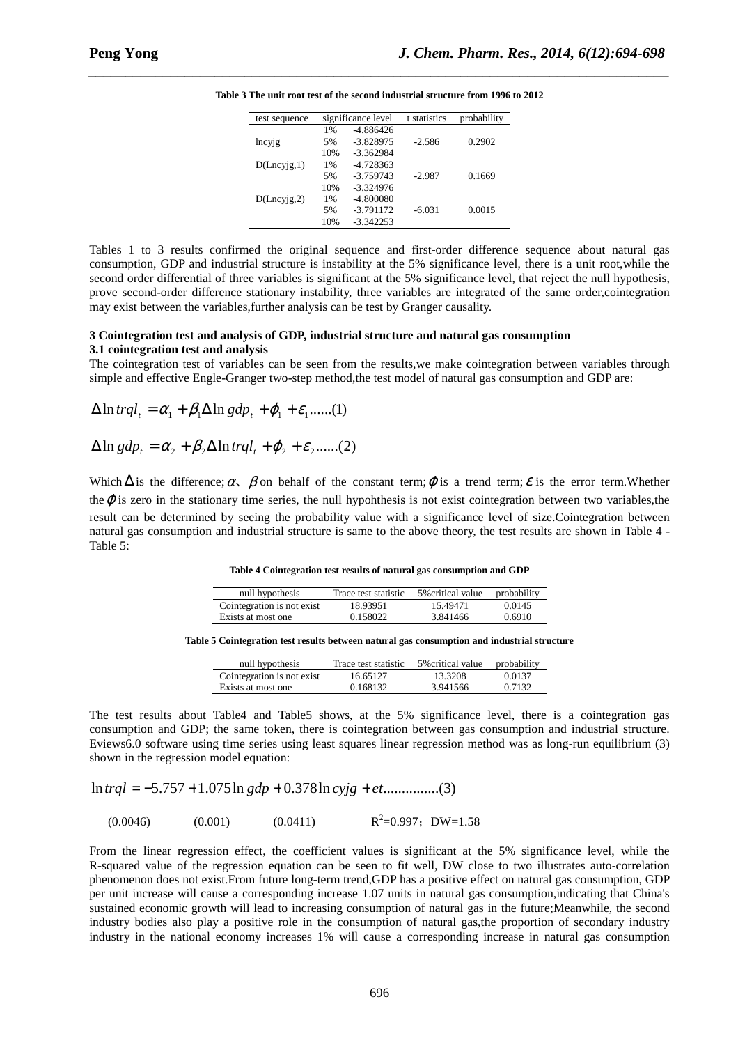**Table 3 The unit root test of the second industrial structure from 1996 to 2012**

| test sequence | significance level | | t statistics | probability |
|---|---|---|---|---|
| | 1% | -4.886426 | | |
| lncyjg | 5% | -3.828975 | -2.586 | 0.2902 |
| | 10% | -3.362984 | | |
| D(Lncyjg,1) | 1% | -4.728363 | | |
| | 5% | -3.759743 | -2.987 | 0.1669 |
| | 10% | -3.324976 | | |
| D(Lncyjg,2) | 1% | -4.800080 | | |
| | 5% | -3.791172 | -6.031 | 0.0015 |
| | 10% | -3.342253 | | |

Tables 1 to 3 results confirmed the original sequence and first-order difference sequence about natural gas consumption, GDP and industrial structure is instability at the 5% significance level, there is a unit root,while the second order differential of three variables is significant at the 5% significance level, that reject the null hypothesis, prove second-order difference stationary instability, three variables are integrated of the same order,cointegration may exist between the variables,further analysis can be test by Granger causality.

### 3 Cointegration test and analysis of GDP, industrial structure and natural gas consumption

#### 3.1 cointegration test and analysis

The cointegration test of variables can be seen from the results,we make cointegration between variables through simple and effective Engle-Granger two-step method,the test model of natural gas consumption and GDP are:

$$\Delta \ln trql_t = \alpha_1 + \beta_1 \Delta \ln gdp_t + \varphi_1 + \varepsilon_1 ......(1)$$

$$\Delta \ln gdp_t = \alpha_2 + \beta_2 \Delta \ln trql_t + \varphi_2 + \varepsilon_2 ......(2)$$

Which $\Delta$ is the difference; $\alpha$、 $\beta$ on behalf of the constant term; $\varphi$ is a trend term; $\varepsilon$ is the error term.Whether the $\varphi$ is zero in the stationary time series, the null hypohthesis is not exist cointegration between two variables,the result can be determined by seeing the probability value with a significance level of size.Cointegration between natural gas consumption and industrial structure is same to the above theory, the test results are shown in Table 4 - Table 5:

**Table 4 Cointegration test results of natural gas consumption and GDP**

| null hypothesis | Trace test statistic | 5%critical value | probability |
|---|---|---|---|
| Cointegration is not exist | 18.93951 | 15.49471 | 0.0145 |
| Exists at most one | 0.158022 | 3.841466 | 0.6910 |

**Table 5 Cointegration test results between natural gas consumption and industrial structure**

| null hypothesis | Trace test statistic | 5%critical value | probability |
|---|---|---|---|
| Cointegration is not exist | 16.65127 | 13.3208 | 0.0137 |
| Exists at most one | 0.168132 | 3.941566 | 0.7132 |

The test results about Table4 and Table5 shows, at the 5% significance level, there is a cointegration gas consumption and GDP; the same token, there is cointegration between gas consumption and industrial structure. Eviews6.0 software using time series using least squares linear regression method was as long-run equilibrium (3) shown in the regression model equation:

$$\ln trql = -5.757 + 1.075 \ln gdp + 0.378 \ln cyjg + et ...............(3)$$

(0.0046) (0.001) (0.0411) $R^2$=0.997；DW=1.58

From the linear regression effect, the coefficient values is significant at the 5% significance level, while the R-squared value of the regression equation can be seen to fit well, DW close to two illustrates auto-correlation phenomenon does not exist.From future long-term trend,GDP has a positive effect on natural gas consumption, GDP per unit increase will cause a corresponding increase 1.07 units in natural gas consumption,indicating that China's sustained economic growth will lead to increasing consumption of natural gas in the future;Meanwhile, the second industry bodies also play a positive role in the consumption of natural gas,the proportion of secondary industry industry in the national economy increases 1% will cause a corresponding increase in natural gas consumption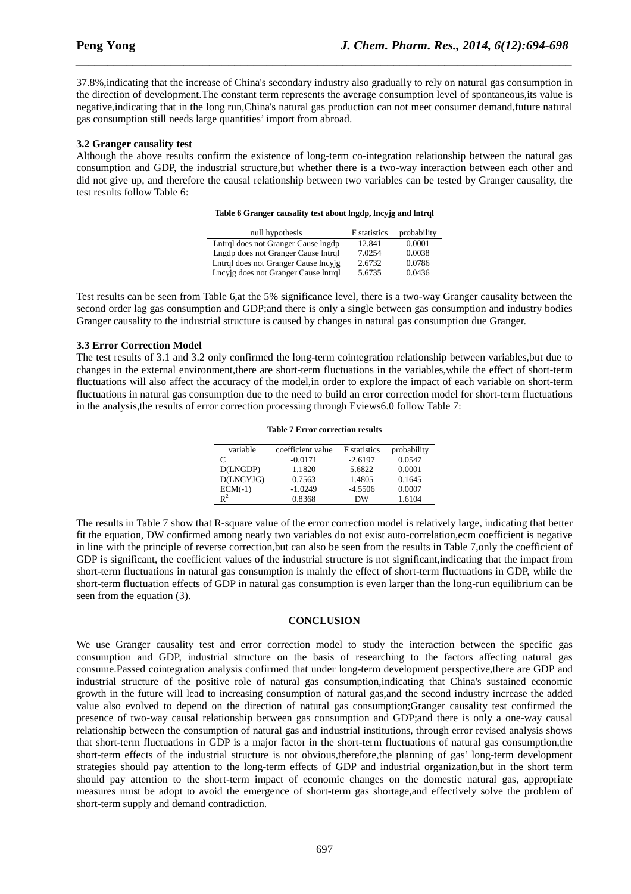37.8%,indicating that the increase of China's secondary industry also gradually to rely on natural gas consumption in the direction of development.The constant term represents the average consumption level of spontaneous,its value is negative,indicating that in the long run,China's natural gas production can not meet consumer demand,future natural gas consumption still needs large quantities' import from abroad.

### 3.2 Granger causality test

Although the above results confirm the existence of long-term co-integration relationship between the natural gas consumption and GDP, the industrial structure,but whether there is a two-way interaction between each other and did not give up, and therefore the causal relationship between two variables can be tested by Granger causality, the test results follow Table 6:

**Table 6 Granger causality test about lngdp, lncyjg and lntrql**

| null hypothesis | F statistics | probability |
|---|---|---|
| Lntrql does not Granger Cause lngdp | 12.841 | 0.0001 |
| Lngdp does not Granger Cause lntrql | 7.0254 | 0.0038 |
| Lntrql does not Granger Cause lncyjg | 2.6732 | 0.0786 |
| Lncyjg does not Granger Cause lntrql | 5.6735 | 0.0436 |

Test results can be seen from Table 6,at the 5% significance level, there is a two-way Granger causality between the second order lag gas consumption and GDP;and there is only a single between gas consumption and industry bodies Granger causality to the industrial structure is caused by changes in natural gas consumption due Granger.

### 3.3 Error Correction Model

The test results of 3.1 and 3.2 only confirmed the long-term cointegration relationship between variables,but due to changes in the external environment,there are short-term fluctuations in the variables,while the effect of short-term fluctuations will also affect the accuracy of the model,in order to explore the impact of each variable on short-term fluctuations in natural gas consumption due to the need to build an error correction model for short-term fluctuations in the analysis,the results of error correction processing through Eviews6.0 follow Table 7:

**Table 7 Error correction results**

| variable | coefficient value | F statistics | probability |
|---|---|---|---|
| C | -0.0171 | -2.6197 | 0.0547 |
| D(LNGDP) | 1.1820 | 5.6822 | 0.0001 |
| D(LNCYJG) | 0.7563 | 1.4805 | 0.1645 |
| ECM(-1) | -1.0249 | -4.5506 | 0.0007 |
| $R^2$ | 0.8368 | DW | 1.6104 |

The results in Table 7 show that R-square value of the error correction model is relatively large, indicating that better fit the equation, DW confirmed among nearly two variables do not exist auto-correlation,ecm coefficient is negative in line with the principle of reverse correction,but can also be seen from the results in Table 7,only the coefficient of GDP is significant, the coefficient values of the industrial structure is not significant,indicating that the impact from short-term fluctuations in natural gas consumption is mainly the effect of short-term fluctuations in GDP, while the short-term fluctuation effects of GDP in natural gas consumption is even larger than the long-run equilibrium can be seen from the equation (3).

## CONCLUSION

We use Granger causality test and error correction model to study the interaction between the specific gas consumption and GDP, industrial structure on the basis of researching to the factors affecting natural gas consume.Passed cointegration analysis confirmed that under long-term development perspective,there are GDP and industrial structure of the positive role of natural gas consumption,indicating that China's sustained economic growth in the future will lead to increasing consumption of natural gas,and the second industry increase the added value also evolved to depend on the direction of natural gas consumption;Granger causality test confirmed the presence of two-way causal relationship between gas consumption and GDP;and there is only a one-way causal relationship between the consumption of natural gas and industrial institutions, through error revised analysis shows that short-term fluctuations in GDP is a major factor in the short-term fluctuations of natural gas consumption,the short-term effects of the industrial structure is not obvious,therefore,the planning of gas' long-term development strategies should pay attention to the long-term effects of GDP and industrial organization,but in the short term should pay attention to the short-term impact of economic changes on the domestic natural gas, appropriate measures must be adopt to avoid the emergence of short-term gas shortage,and effectively solve the problem of short-term supply and demand contradiction.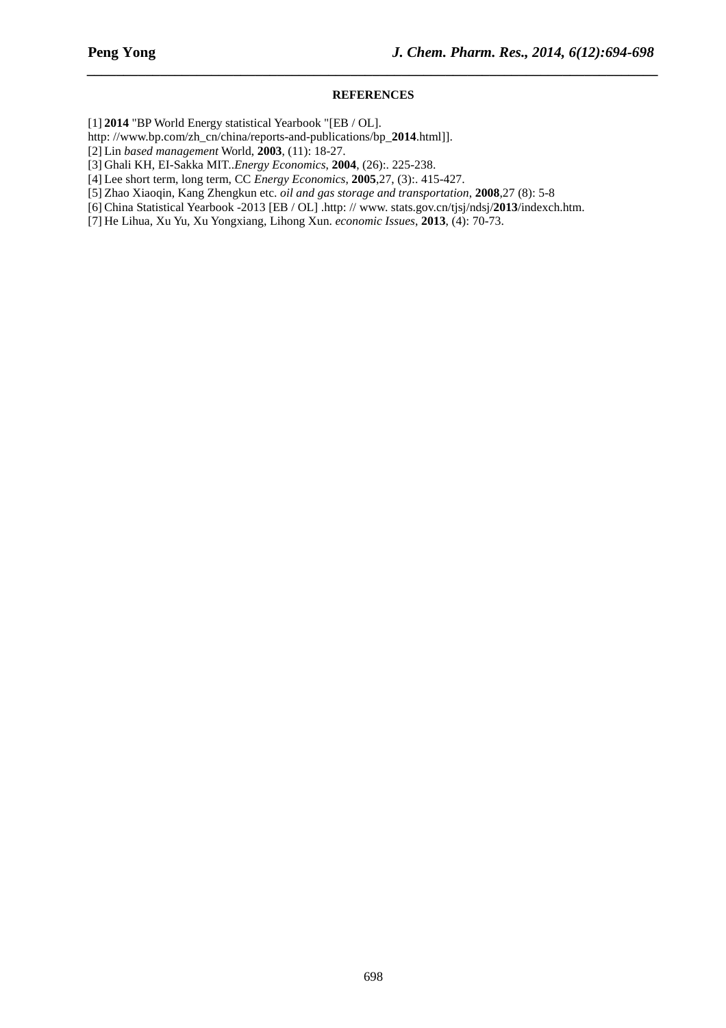**REFERENCES**

[1] **2014** "BP World Energy statistical Yearbook "[EB / OL].
http: //www.bp.com/zh_cn/china/reports-and-publications/bp_**2014**.html]].
[2] Lin *based management* World, **2003**, (11): 18-27.
[3] Ghali KH, EI-Sakka MIT..*Energy Economics*, **2004**, (26):. 225-238.
[4] Lee short term, long term, CC *Energy Economics*, **2005**,27, (3):. 415-427.
[5] Zhao Xiaoqin, Kang Zhengkun etc. *oil and gas storage and transportation*, **2008**,27 (8): 5-8
[6] China Statistical Yearbook -2013 [EB / OL] .http: // www. stats.gov.cn/tjsj/ndsj/**2013**/indexch.htm.
[7] He Lihua, Xu Yu, Xu Yongxiang, Lihong Xun. *economic Issues*, **2013**, (4): 70-73.